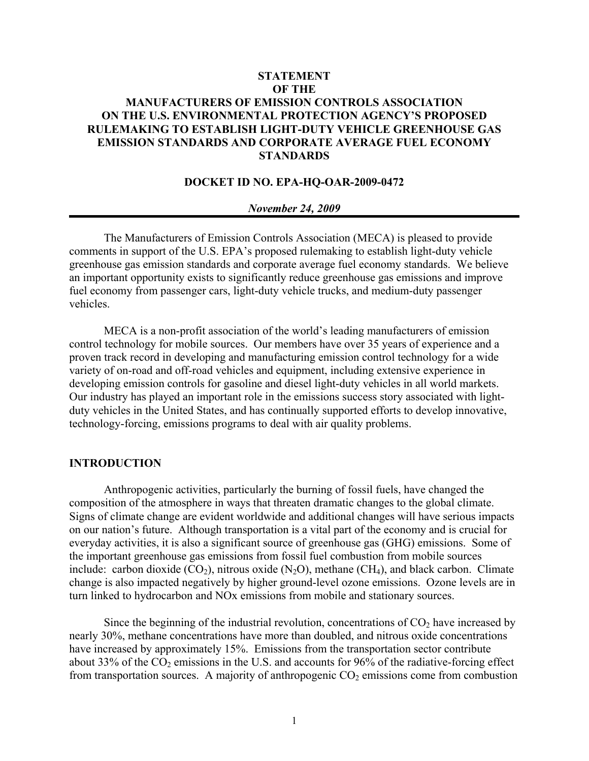# STATEMENT OF THE MANUFACTURERS OF EMISSION CONTROLS ASSOCIATION ON THE U.S. ENVIRONMENTAL PROTECTION AGENCY'S PROPOSED RULEMAKING TO ESTABLISH LIGHT-DUTY VEHICLE GREENHOUSE GAS EMISSION STANDARDS AND CORPORATE AVERAGE FUEL ECONOMY STANDARDS

**DOCKET ID NO. EPA-HQ-OAR-2009-0472**

***November 24, 2009***

---

The Manufacturers of Emission Controls Association (MECA) is pleased to provide comments in support of the U.S. EPA's proposed rulemaking to establish light-duty vehicle greenhouse gas emission standards and corporate average fuel economy standards. We believe an important opportunity exists to significantly reduce greenhouse gas emissions and improve fuel economy from passenger cars, light-duty vehicle trucks, and medium-duty passenger vehicles.

MECA is a non-profit association of the world's leading manufacturers of emission control technology for mobile sources. Our members have over 35 years of experience and a proven track record in developing and manufacturing emission control technology for a wide variety of on-road and off-road vehicles and equipment, including extensive experience in developing emission controls for gasoline and diesel light-duty vehicles in all world markets. Our industry has played an important role in the emissions success story associated with light-duty vehicles in the United States, and has continually supported efforts to develop innovative, technology-forcing, emissions programs to deal with air quality problems.

## INTRODUCTION

Anthropogenic activities, particularly the burning of fossil fuels, have changed the composition of the atmosphere in ways that threaten dramatic changes to the global climate. Signs of climate change are evident worldwide and additional changes will have serious impacts on our nation's future. Although transportation is a vital part of the economy and is crucial for everyday activities, it is also a significant source of greenhouse gas (GHG) emissions. Some of the important greenhouse gas emissions from fossil fuel combustion from mobile sources include: carbon dioxide ($CO_2$), nitrous oxide ($N_2O$), methane ($CH_4$), and black carbon. Climate change is also impacted negatively by higher ground-level ozone emissions. Ozone levels are in turn linked to hydrocarbon and NOx emissions from mobile and stationary sources.

Since the beginning of the industrial revolution, concentrations of $CO_2$ have increased by nearly 30%, methane concentrations have more than doubled, and nitrous oxide concentrations have increased by approximately 15%. Emissions from the transportation sector contribute about 33% of the $CO_2$ emissions in the U.S. and accounts for 96% of the radiative-forcing effect from transportation sources. A majority of anthropogenic $CO_2$ emissions come from combustion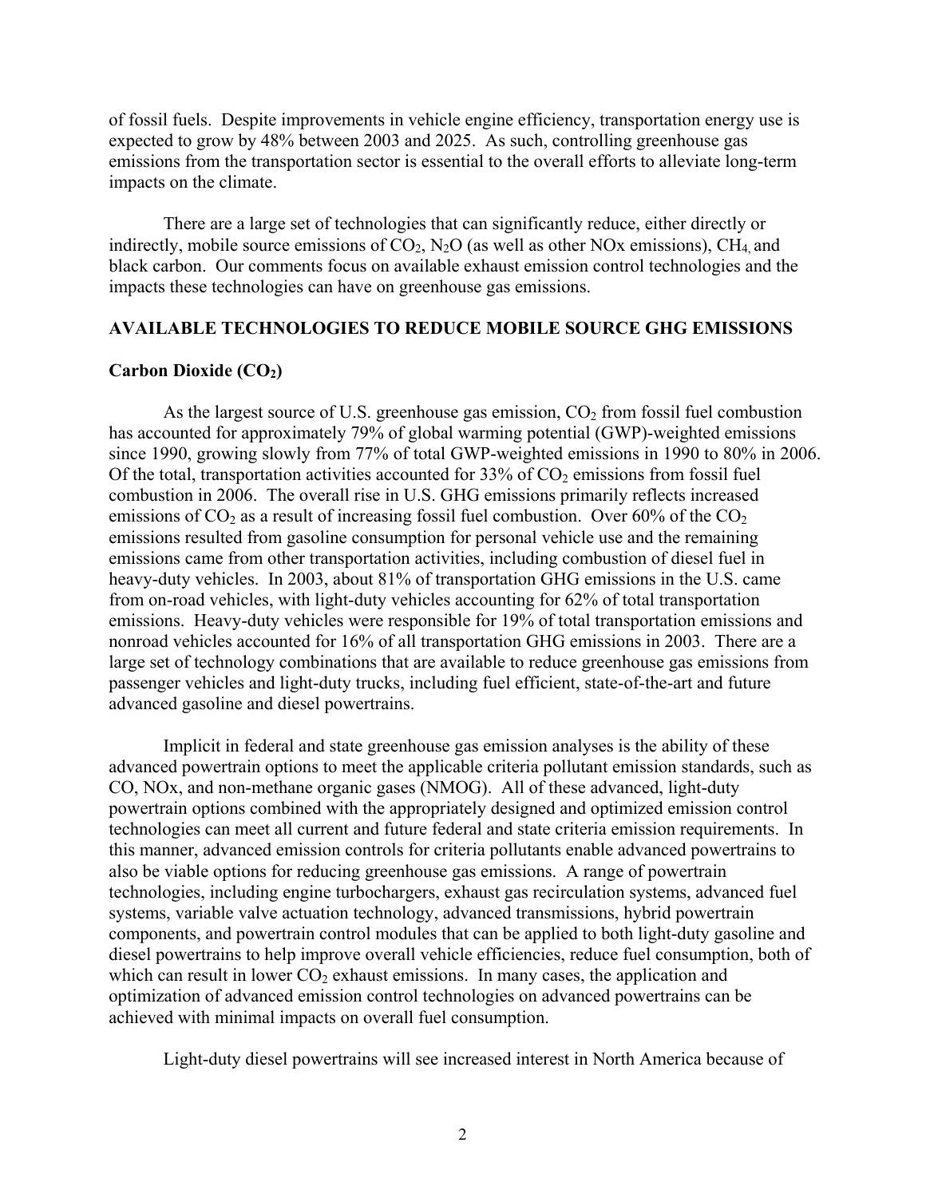of fossil fuels. Despite improvements in vehicle engine efficiency, transportation energy use is expected to grow by 48% between 2003 and 2025. As such, controlling greenhouse gas emissions from the transportation sector is essential to the overall efforts to alleviate long-term impacts on the climate.

There are a large set of technologies that can significantly reduce, either directly or indirectly, mobile source emissions of $CO_2$, $N_2O$ (as well as other NOx emissions), $CH_4$, and black carbon. Our comments focus on available exhaust emission control technologies and the impacts these technologies can have on greenhouse gas emissions.

## AVAILABLE TECHNOLOGIES TO REDUCE MOBILE SOURCE GHG EMISSIONS

### Carbon Dioxide ($CO_2$)

As the largest source of U.S. greenhouse gas emission, $CO_2$ from fossil fuel combustion has accounted for approximately 79% of global warming potential (GWP)-weighted emissions since 1990, growing slowly from 77% of total GWP-weighted emissions in 1990 to 80% in 2006. Of the total, transportation activities accounted for 33% of $CO_2$ emissions from fossil fuel combustion in 2006. The overall rise in U.S. GHG emissions primarily reflects increased emissions of $CO_2$ as a result of increasing fossil fuel combustion. Over 60% of the $CO_2$ emissions resulted from gasoline consumption for personal vehicle use and the remaining emissions came from other transportation activities, including combustion of diesel fuel in heavy-duty vehicles. In 2003, about 81% of transportation GHG emissions in the U.S. came from on-road vehicles, with light-duty vehicles accounting for 62% of total transportation emissions. Heavy-duty vehicles were responsible for 19% of total transportation emissions and nonroad vehicles accounted for 16% of all transportation GHG emissions in 2003. There are a large set of technology combinations that are available to reduce greenhouse gas emissions from passenger vehicles and light-duty trucks, including fuel efficient, state-of-the-art and future advanced gasoline and diesel powertrains.

Implicit in federal and state greenhouse gas emission analyses is the ability of these advanced powertrain options to meet the applicable criteria pollutant emission standards, such as CO, NOx, and non-methane organic gases (NMOG). All of these advanced, light-duty powertrain options combined with the appropriately designed and optimized emission control technologies can meet all current and future federal and state criteria emission requirements. In this manner, advanced emission controls for criteria pollutants enable advanced powertrains to also be viable options for reducing greenhouse gas emissions. A range of powertrain technologies, including engine turbochargers, exhaust gas recirculation systems, advanced fuel systems, variable valve actuation technology, advanced transmissions, hybrid powertrain components, and powertrain control modules that can be applied to both light-duty gasoline and diesel powertrains to help improve overall vehicle efficiencies, reduce fuel consumption, both of which can result in lower $CO_2$ exhaust emissions. In many cases, the application and optimization of advanced emission control technologies on advanced powertrains can be achieved with minimal impacts on overall fuel consumption.

Light-duty diesel powertrains will see increased interest in North America because of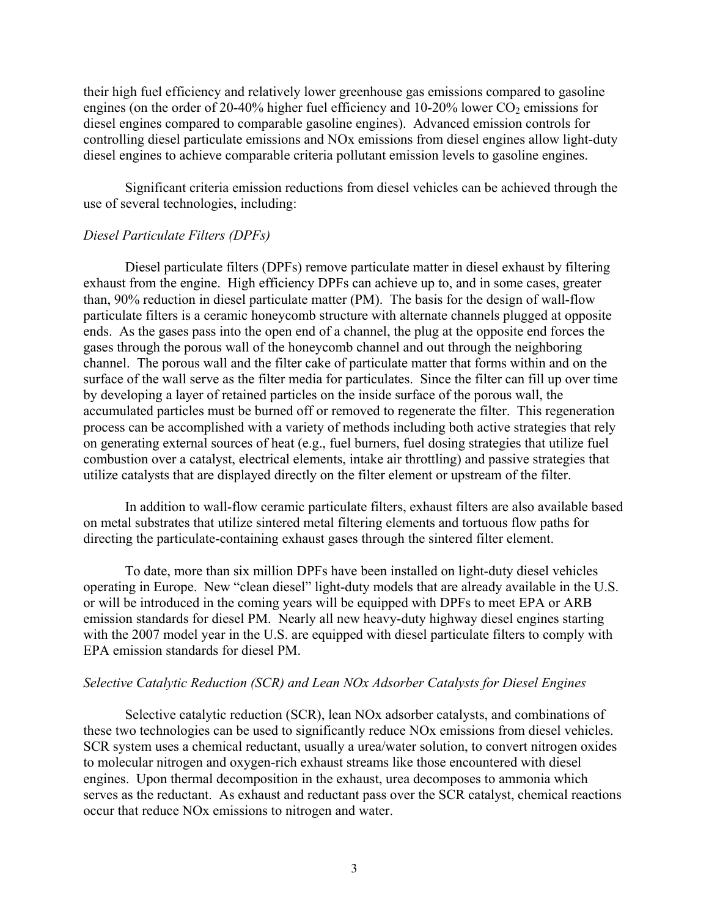their high fuel efficiency and relatively lower greenhouse gas emissions compared to gasoline engines (on the order of 20-40% higher fuel efficiency and 10-20% lower $CO_2$ emissions for diesel engines compared to comparable gasoline engines). Advanced emission controls for controlling diesel particulate emissions and NOx emissions from diesel engines allow light-duty diesel engines to achieve comparable criteria pollutant emission levels to gasoline engines.

Significant criteria emission reductions from diesel vehicles can be achieved through the use of several technologies, including:

*Diesel Particulate Filters (DPFs)*

Diesel particulate filters (DPFs) remove particulate matter in diesel exhaust by filtering exhaust from the engine. High efficiency DPFs can achieve up to, and in some cases, greater than, 90% reduction in diesel particulate matter (PM). The basis for the design of wall-flow particulate filters is a ceramic honeycomb structure with alternate channels plugged at opposite ends. As the gases pass into the open end of a channel, the plug at the opposite end forces the gases through the porous wall of the honeycomb channel and out through the neighboring channel. The porous wall and the filter cake of particulate matter that forms within and on the surface of the wall serve as the filter media for particulates. Since the filter can fill up over time by developing a layer of retained particles on the inside surface of the porous wall, the accumulated particles must be burned off or removed to regenerate the filter. This regeneration process can be accomplished with a variety of methods including both active strategies that rely on generating external sources of heat (e.g., fuel burners, fuel dosing strategies that utilize fuel combustion over a catalyst, electrical elements, intake air throttling) and passive strategies that utilize catalysts that are displayed directly on the filter element or upstream of the filter.

In addition to wall-flow ceramic particulate filters, exhaust filters are also available based on metal substrates that utilize sintered metal filtering elements and tortuous flow paths for directing the particulate-containing exhaust gases through the sintered filter element.

To date, more than six million DPFs have been installed on light-duty diesel vehicles operating in Europe. New "clean diesel" light-duty models that are already available in the U.S. or will be introduced in the coming years will be equipped with DPFs to meet EPA or ARB emission standards for diesel PM. Nearly all new heavy-duty highway diesel engines starting with the 2007 model year in the U.S. are equipped with diesel particulate filters to comply with EPA emission standards for diesel PM.

*Selective Catalytic Reduction (SCR) and Lean NOx Adsorber Catalysts for Diesel Engines*

Selective catalytic reduction (SCR), lean NOx adsorber catalysts, and combinations of these two technologies can be used to significantly reduce NOx emissions from diesel vehicles. SCR system uses a chemical reductant, usually a urea/water solution, to convert nitrogen oxides to molecular nitrogen and oxygen-rich exhaust streams like those encountered with diesel engines. Upon thermal decomposition in the exhaust, urea decomposes to ammonia which serves as the reductant. As exhaust and reductant pass over the SCR catalyst, chemical reactions occur that reduce NOx emissions to nitrogen and water.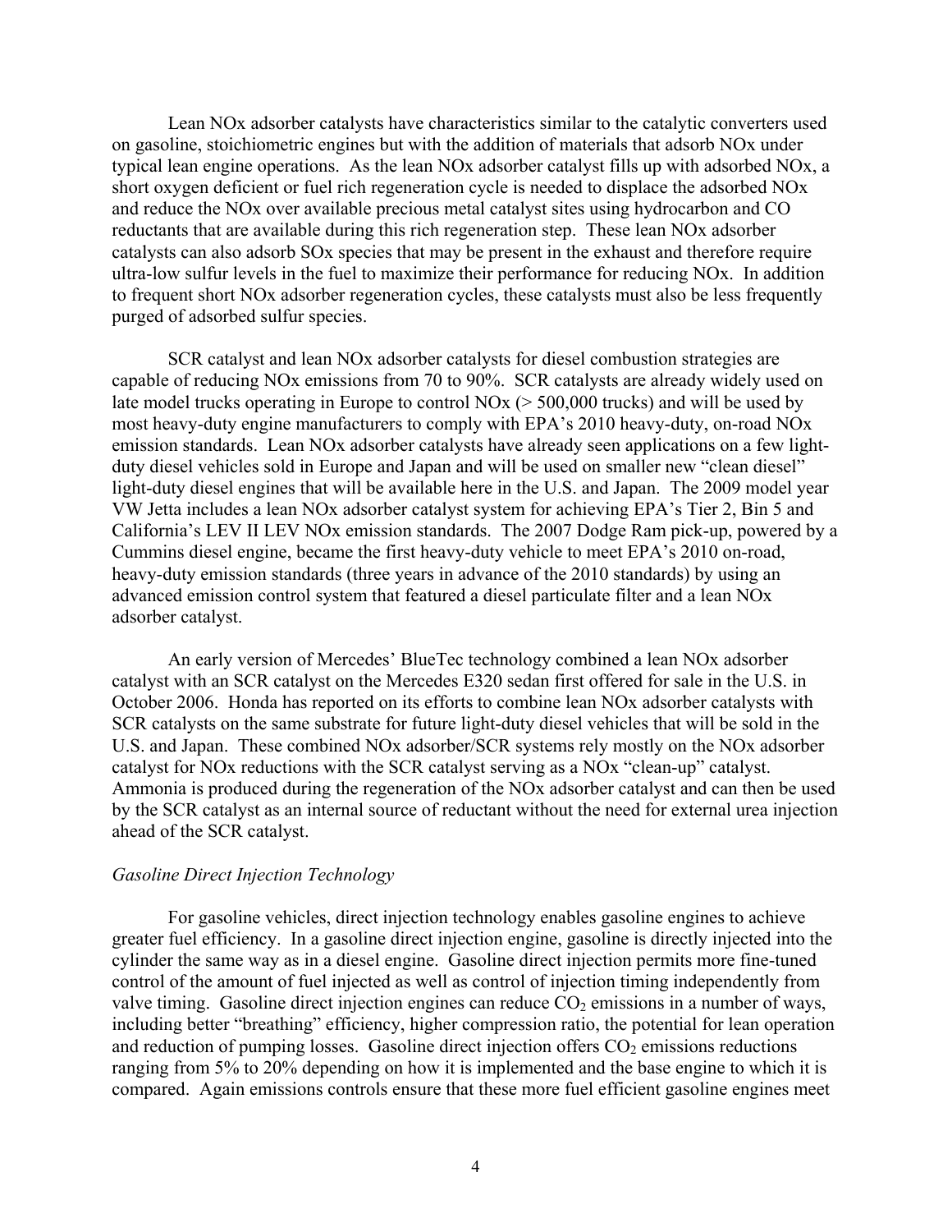Lean NOx adsorber catalysts have characteristics similar to the catalytic converters used on gasoline, stoichiometric engines but with the addition of materials that adsorb NOx under typical lean engine operations. As the lean NOx adsorber catalyst fills up with adsorbed NOx, a short oxygen deficient or fuel rich regeneration cycle is needed to displace the adsorbed NOx and reduce the NOx over available precious metal catalyst sites using hydrocarbon and CO reductants that are available during this rich regeneration step. These lean NOx adsorber catalysts can also adsorb SOx species that may be present in the exhaust and therefore require ultra-low sulfur levels in the fuel to maximize their performance for reducing NOx. In addition to frequent short NOx adsorber regeneration cycles, these catalysts must also be less frequently purged of adsorbed sulfur species.

SCR catalyst and lean NOx adsorber catalysts for diesel combustion strategies are capable of reducing NOx emissions from 70 to 90%. SCR catalysts are already widely used on late model trucks operating in Europe to control NOx (> 500,000 trucks) and will be used by most heavy-duty engine manufacturers to comply with EPA's 2010 heavy-duty, on-road NOx emission standards. Lean NOx adsorber catalysts have already seen applications on a few light-duty diesel vehicles sold in Europe and Japan and will be used on smaller new "clean diesel" light-duty diesel engines that will be available here in the U.S. and Japan. The 2009 model year VW Jetta includes a lean NOx adsorber catalyst system for achieving EPA's Tier 2, Bin 5 and California's LEV II LEV NOx emission standards. The 2007 Dodge Ram pick-up, powered by a Cummins diesel engine, became the first heavy-duty vehicle to meet EPA's 2010 on-road, heavy-duty emission standards (three years in advance of the 2010 standards) by using an advanced emission control system that featured a diesel particulate filter and a lean NOx adsorber catalyst.

An early version of Mercedes' BlueTec technology combined a lean NOx adsorber catalyst with an SCR catalyst on the Mercedes E320 sedan first offered for sale in the U.S. in October 2006. Honda has reported on its efforts to combine lean NOx adsorber catalysts with SCR catalysts on the same substrate for future light-duty diesel vehicles that will be sold in the U.S. and Japan. These combined NOx adsorber/SCR systems rely mostly on the NOx adsorber catalyst for NOx reductions with the SCR catalyst serving as a NOx "clean-up" catalyst. Ammonia is produced during the regeneration of the NOx adsorber catalyst and can then be used by the SCR catalyst as an internal source of reductant without the need for external urea injection ahead of the SCR catalyst.

*Gasoline Direct Injection Technology*

For gasoline vehicles, direct injection technology enables gasoline engines to achieve greater fuel efficiency. In a gasoline direct injection engine, gasoline is directly injected into the cylinder the same way as in a diesel engine. Gasoline direct injection permits more fine-tuned control of the amount of fuel injected as well as control of injection timing independently from valve timing. Gasoline direct injection engines can reduce $CO_2$ emissions in a number of ways, including better "breathing" efficiency, higher compression ratio, the potential for lean operation and reduction of pumping losses. Gasoline direct injection offers $CO_2$ emissions reductions ranging from 5% to 20% depending on how it is implemented and the base engine to which it is compared. Again emissions controls ensure that these more fuel efficient gasoline engines meet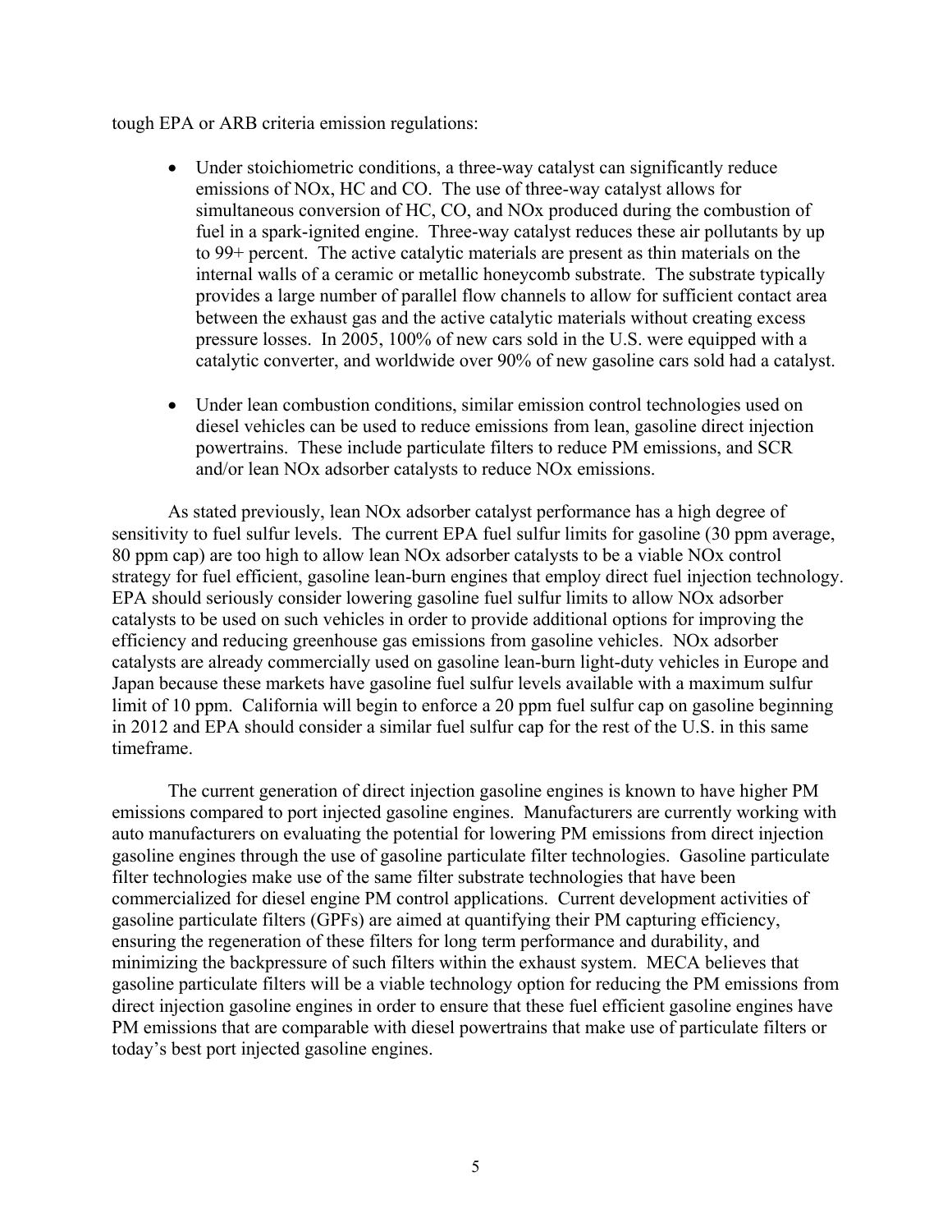tough EPA or ARB criteria emission regulations:

- Under stoichiometric conditions, a three-way catalyst can significantly reduce emissions of NOx, HC and CO. The use of three-way catalyst allows for simultaneous conversion of HC, CO, and NOx produced during the combustion of fuel in a spark-ignited engine. Three-way catalyst reduces these air pollutants by up to 99+ percent. The active catalytic materials are present as thin materials on the internal walls of a ceramic or metallic honeycomb substrate. The substrate typically provides a large number of parallel flow channels to allow for sufficient contact area between the exhaust gas and the active catalytic materials without creating excess pressure losses. In 2005, 100% of new cars sold in the U.S. were equipped with a catalytic converter, and worldwide over 90% of new gasoline cars sold had a catalyst.

- Under lean combustion conditions, similar emission control technologies used on diesel vehicles can be used to reduce emissions from lean, gasoline direct injection powertrains. These include particulate filters to reduce PM emissions, and SCR and/or lean NOx adsorber catalysts to reduce NOx emissions.

As stated previously, lean NOx adsorber catalyst performance has a high degree of sensitivity to fuel sulfur levels. The current EPA fuel sulfur limits for gasoline (30 ppm average, 80 ppm cap) are too high to allow lean NOx adsorber catalysts to be a viable NOx control strategy for fuel efficient, gasoline lean-burn engines that employ direct fuel injection technology. EPA should seriously consider lowering gasoline fuel sulfur limits to allow NOx adsorber catalysts to be used on such vehicles in order to provide additional options for improving the efficiency and reducing greenhouse gas emissions from gasoline vehicles. NOx adsorber catalysts are already commercially used on gasoline lean-burn light-duty vehicles in Europe and Japan because these markets have gasoline fuel sulfur levels available with a maximum sulfur limit of 10 ppm. California will begin to enforce a 20 ppm fuel sulfur cap on gasoline beginning in 2012 and EPA should consider a similar fuel sulfur cap for the rest of the U.S. in this same timeframe.

The current generation of direct injection gasoline engines is known to have higher PM emissions compared to port injected gasoline engines. Manufacturers are currently working with auto manufacturers on evaluating the potential for lowering PM emissions from direct injection gasoline engines through the use of gasoline particulate filter technologies. Gasoline particulate filter technologies make use of the same filter substrate technologies that have been commercialized for diesel engine PM control applications. Current development activities of gasoline particulate filters (GPFs) are aimed at quantifying their PM capturing efficiency, ensuring the regeneration of these filters for long term performance and durability, and minimizing the backpressure of such filters within the exhaust system. MECA believes that gasoline particulate filters will be a viable technology option for reducing the PM emissions from direct injection gasoline engines in order to ensure that these fuel efficient gasoline engines have PM emissions that are comparable with diesel powertrains that make use of particulate filters or today's best port injected gasoline engines.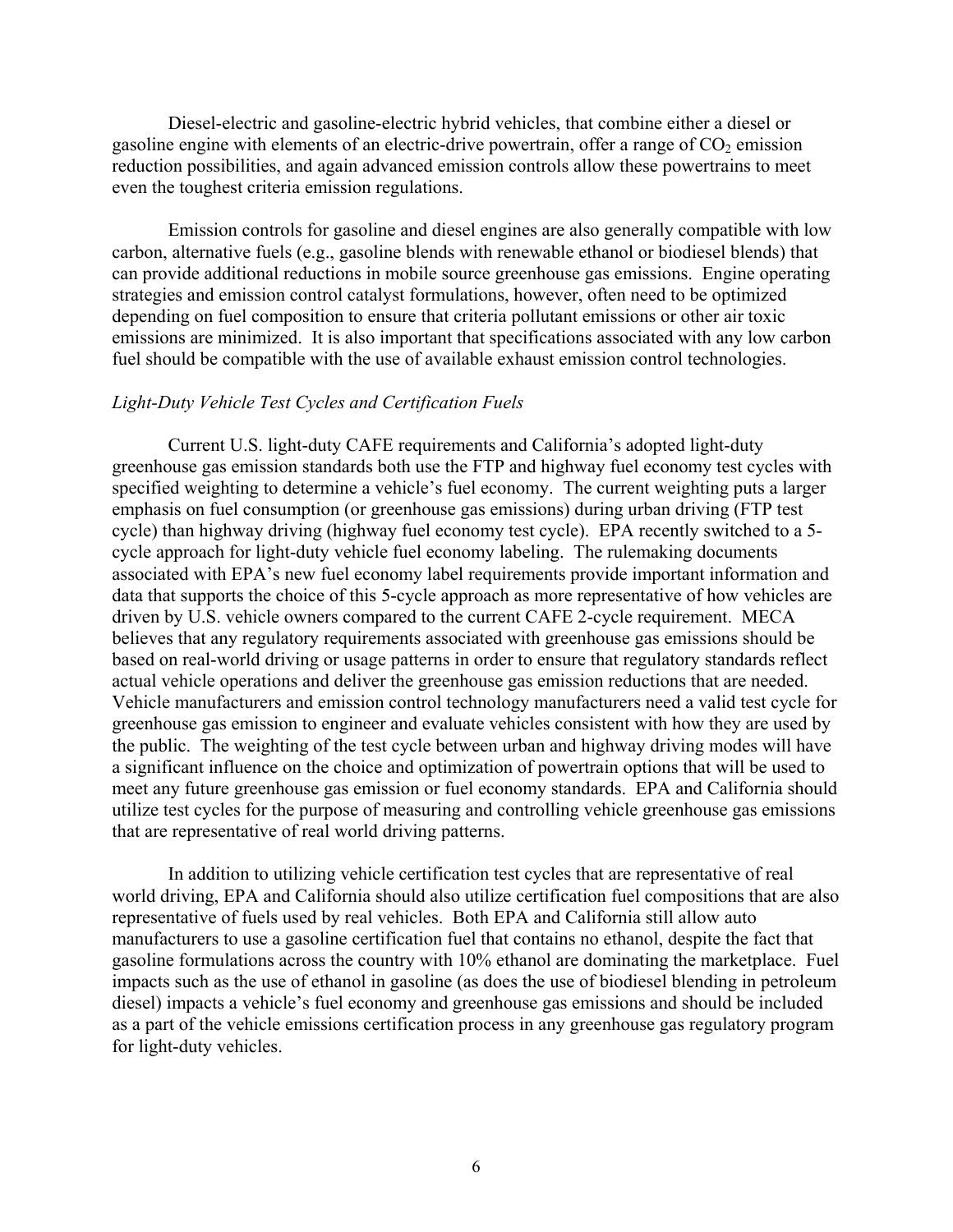Diesel-electric and gasoline-electric hybrid vehicles, that combine either a diesel or gasoline engine with elements of an electric-drive powertrain, offer a range of $CO_2$ emission reduction possibilities, and again advanced emission controls allow these powertrains to meet even the toughest criteria emission regulations.

Emission controls for gasoline and diesel engines are also generally compatible with low carbon, alternative fuels (e.g., gasoline blends with renewable ethanol or biodiesel blends) that can provide additional reductions in mobile source greenhouse gas emissions. Engine operating strategies and emission control catalyst formulations, however, often need to be optimized depending on fuel composition to ensure that criteria pollutant emissions or other air toxic emissions are minimized. It is also important that specifications associated with any low carbon fuel should be compatible with the use of available exhaust emission control technologies.

*Light-Duty Vehicle Test Cycles and Certification Fuels*

Current U.S. light-duty CAFE requirements and California's adopted light-duty greenhouse gas emission standards both use the FTP and highway fuel economy test cycles with specified weighting to determine a vehicle's fuel economy. The current weighting puts a larger emphasis on fuel consumption (or greenhouse gas emissions) during urban driving (FTP test cycle) than highway driving (highway fuel economy test cycle). EPA recently switched to a 5-cycle approach for light-duty vehicle fuel economy labeling. The rulemaking documents associated with EPA's new fuel economy label requirements provide important information and data that supports the choice of this 5-cycle approach as more representative of how vehicles are driven by U.S. vehicle owners compared to the current CAFE 2-cycle requirement. MECA believes that any regulatory requirements associated with greenhouse gas emissions should be based on real-world driving or usage patterns in order to ensure that regulatory standards reflect actual vehicle operations and deliver the greenhouse gas emission reductions that are needed. Vehicle manufacturers and emission control technology manufacturers need a valid test cycle for greenhouse gas emission to engineer and evaluate vehicles consistent with how they are used by the public. The weighting of the test cycle between urban and highway driving modes will have a significant influence on the choice and optimization of powertrain options that will be used to meet any future greenhouse gas emission or fuel economy standards. EPA and California should utilize test cycles for the purpose of measuring and controlling vehicle greenhouse gas emissions that are representative of real world driving patterns.

In addition to utilizing vehicle certification test cycles that are representative of real world driving, EPA and California should also utilize certification fuel compositions that are also representative of fuels used by real vehicles. Both EPA and California still allow auto manufacturers to use a gasoline certification fuel that contains no ethanol, despite the fact that gasoline formulations across the country with 10% ethanol are dominating the marketplace. Fuel impacts such as the use of ethanol in gasoline (as does the use of biodiesel blending in petroleum diesel) impacts a vehicle's fuel economy and greenhouse gas emissions and should be included as a part of the vehicle emissions certification process in any greenhouse gas regulatory program for light-duty vehicles.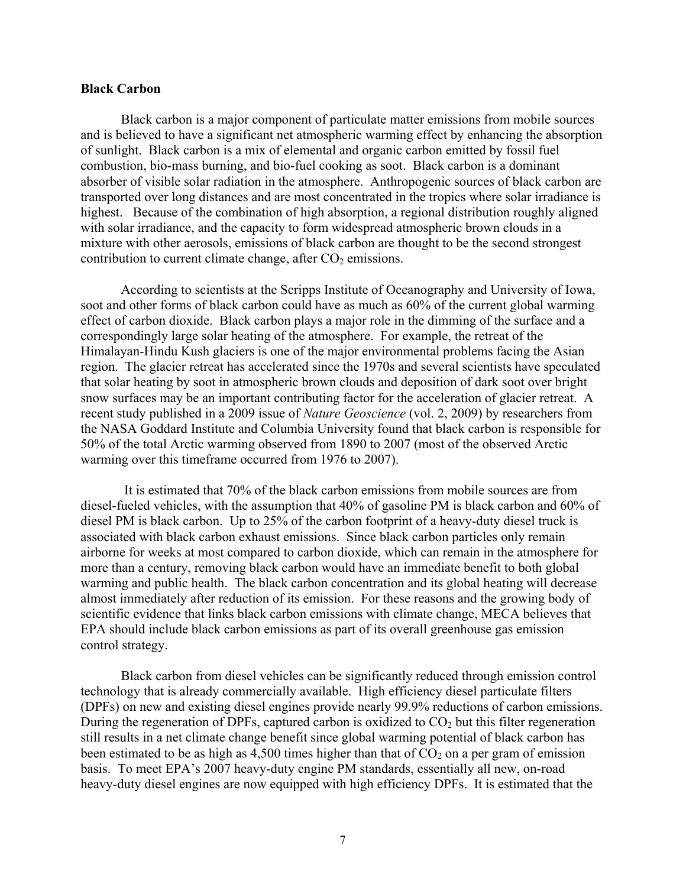**Black Carbon**

Black carbon is a major component of particulate matter emissions from mobile sources and is believed to have a significant net atmospheric warming effect by enhancing the absorption of sunlight. Black carbon is a mix of elemental and organic carbon emitted by fossil fuel combustion, bio-mass burning, and bio-fuel cooking as soot. Black carbon is a dominant absorber of visible solar radiation in the atmosphere. Anthropogenic sources of black carbon are transported over long distances and are most concentrated in the tropics where solar irradiance is highest. Because of the combination of high absorption, a regional distribution roughly aligned with solar irradiance, and the capacity to form widespread atmospheric brown clouds in a mixture with other aerosols, emissions of black carbon are thought to be the second strongest contribution to current climate change, after $CO_2$ emissions.

According to scientists at the Scripps Institute of Oceanography and University of Iowa, soot and other forms of black carbon could have as much as 60% of the current global warming effect of carbon dioxide. Black carbon plays a major role in the dimming of the surface and a correspondingly large solar heating of the atmosphere. For example, the retreat of the Himalayan-Hindu Kush glaciers is one of the major environmental problems facing the Asian region. The glacier retreat has accelerated since the 1970s and several scientists have speculated that solar heating by soot in atmospheric brown clouds and deposition of dark soot over bright snow surfaces may be an important contributing factor for the acceleration of glacier retreat. A recent study published in a 2009 issue of *Nature Geoscience* (vol. 2, 2009) by researchers from the NASA Goddard Institute and Columbia University found that black carbon is responsible for 50% of the total Arctic warming observed from 1890 to 2007 (most of the observed Arctic warming over this timeframe occurred from 1976 to 2007).

It is estimated that 70% of the black carbon emissions from mobile sources are from diesel-fueled vehicles, with the assumption that 40% of gasoline PM is black carbon and 60% of diesel PM is black carbon. Up to 25% of the carbon footprint of a heavy-duty diesel truck is associated with black carbon exhaust emissions. Since black carbon particles only remain airborne for weeks at most compared to carbon dioxide, which can remain in the atmosphere for more than a century, removing black carbon would have an immediate benefit to both global warming and public health. The black carbon concentration and its global heating will decrease almost immediately after reduction of its emission. For these reasons and the growing body of scientific evidence that links black carbon emissions with climate change, MECA believes that EPA should include black carbon emissions as part of its overall greenhouse gas emission control strategy.

Black carbon from diesel vehicles can be significantly reduced through emission control technology that is already commercially available. High efficiency diesel particulate filters (DPFs) on new and existing diesel engines provide nearly 99.9% reductions of carbon emissions. During the regeneration of DPFs, captured carbon is oxidized to $CO_2$ but this filter regeneration still results in a net climate change benefit since global warming potential of black carbon has been estimated to be as high as 4,500 times higher than that of $CO_2$ on a per gram of emission basis. To meet EPA's 2007 heavy-duty engine PM standards, essentially all new, on-road heavy-duty diesel engines are now equipped with high efficiency DPFs. It is estimated that the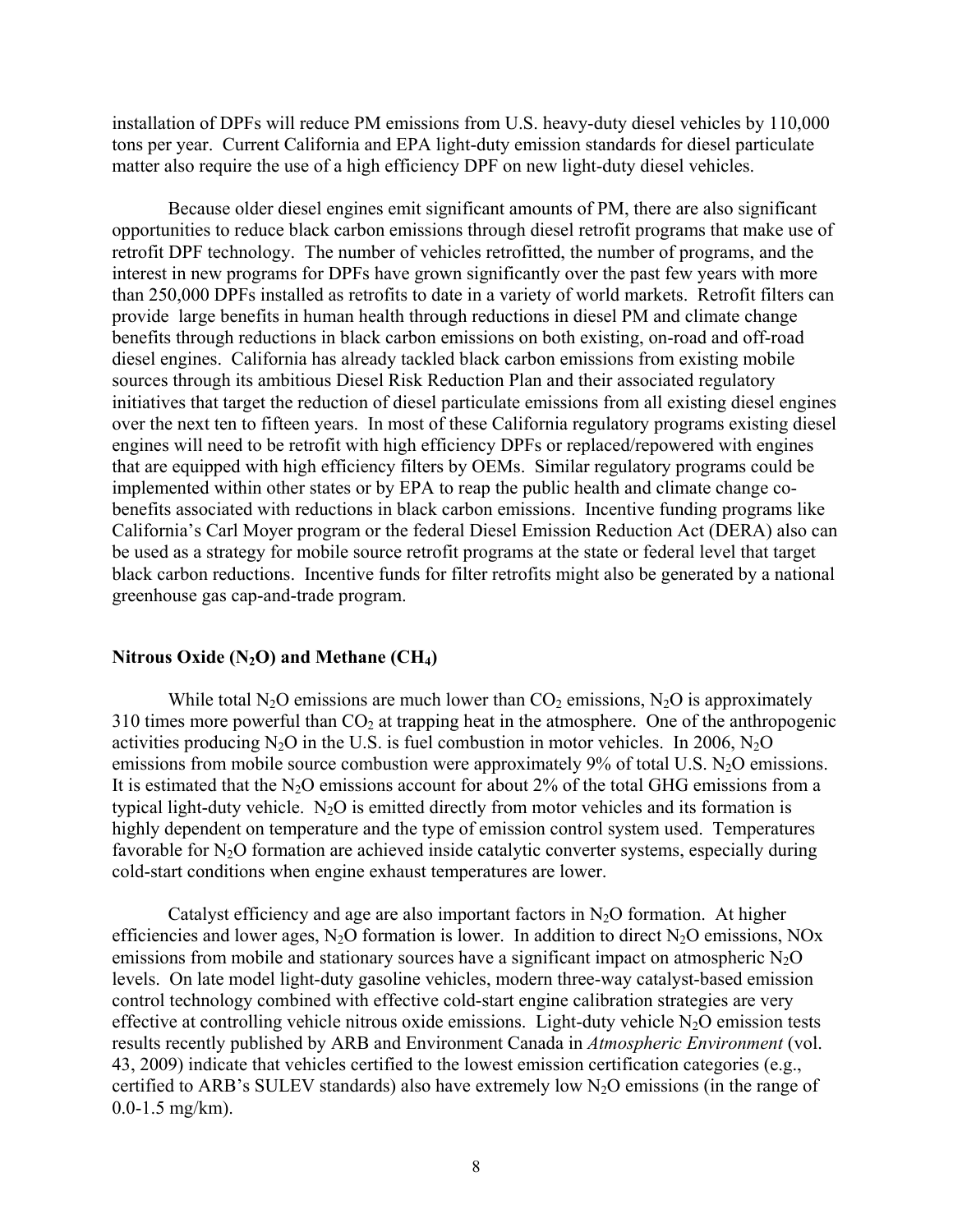installation of DPFs will reduce PM emissions from U.S. heavy-duty diesel vehicles by 110,000 tons per year. Current California and EPA light-duty emission standards for diesel particulate matter also require the use of a high efficiency DPF on new light-duty diesel vehicles.

Because older diesel engines emit significant amounts of PM, there are also significant opportunities to reduce black carbon emissions through diesel retrofit programs that make use of retrofit DPF technology. The number of vehicles retrofitted, the number of programs, and the interest in new programs for DPFs have grown significantly over the past few years with more than 250,000 DPFs installed as retrofits to date in a variety of world markets. Retrofit filters can provide large benefits in human health through reductions in diesel PM and climate change benefits through reductions in black carbon emissions on both existing, on-road and off-road diesel engines. California has already tackled black carbon emissions from existing mobile sources through its ambitious Diesel Risk Reduction Plan and their associated regulatory initiatives that target the reduction of diesel particulate emissions from all existing diesel engines over the next ten to fifteen years. In most of these California regulatory programs existing diesel engines will need to be retrofit with high efficiency DPFs or replaced/repowered with engines that are equipped with high efficiency filters by OEMs. Similar regulatory programs could be implemented within other states or by EPA to reap the public health and climate change co-benefits associated with reductions in black carbon emissions. Incentive funding programs like California's Carl Moyer program or the federal Diesel Emission Reduction Act (DERA) also can be used as a strategy for mobile source retrofit programs at the state or federal level that target black carbon reductions. Incentive funds for filter retrofits might also be generated by a national greenhouse gas cap-and-trade program.

**Nitrous Oxide ($N_2O$) and Methane ($CH_4$)**

While total $N_2O$ emissions are much lower than $CO_2$ emissions, $N_2O$ is approximately 310 times more powerful than $CO_2$ at trapping heat in the atmosphere. One of the anthropogenic activities producing $N_2O$ in the U.S. is fuel combustion in motor vehicles. In 2006, $N_2O$ emissions from mobile source combustion were approximately 9% of total U.S. $N_2O$ emissions. It is estimated that the $N_2O$ emissions account for about 2% of the total GHG emissions from a typical light-duty vehicle. $N_2O$ is emitted directly from motor vehicles and its formation is highly dependent on temperature and the type of emission control system used. Temperatures favorable for $N_2O$ formation are achieved inside catalytic converter systems, especially during cold-start conditions when engine exhaust temperatures are lower.

Catalyst efficiency and age are also important factors in $N_2O$ formation. At higher efficiencies and lower ages, $N_2O$ formation is lower. In addition to direct $N_2O$ emissions, NOx emissions from mobile and stationary sources have a significant impact on atmospheric $N_2O$ levels. On late model light-duty gasoline vehicles, modern three-way catalyst-based emission control technology combined with effective cold-start engine calibration strategies are very effective at controlling vehicle nitrous oxide emissions. Light-duty vehicle $N_2O$ emission tests results recently published by ARB and Environment Canada in *Atmospheric Environment* (vol. 43, 2009) indicate that vehicles certified to the lowest emission certification categories (e.g., certified to ARB's SULEV standards) also have extremely low $N_2O$ emissions (in the range of 0.0-1.5 mg/km).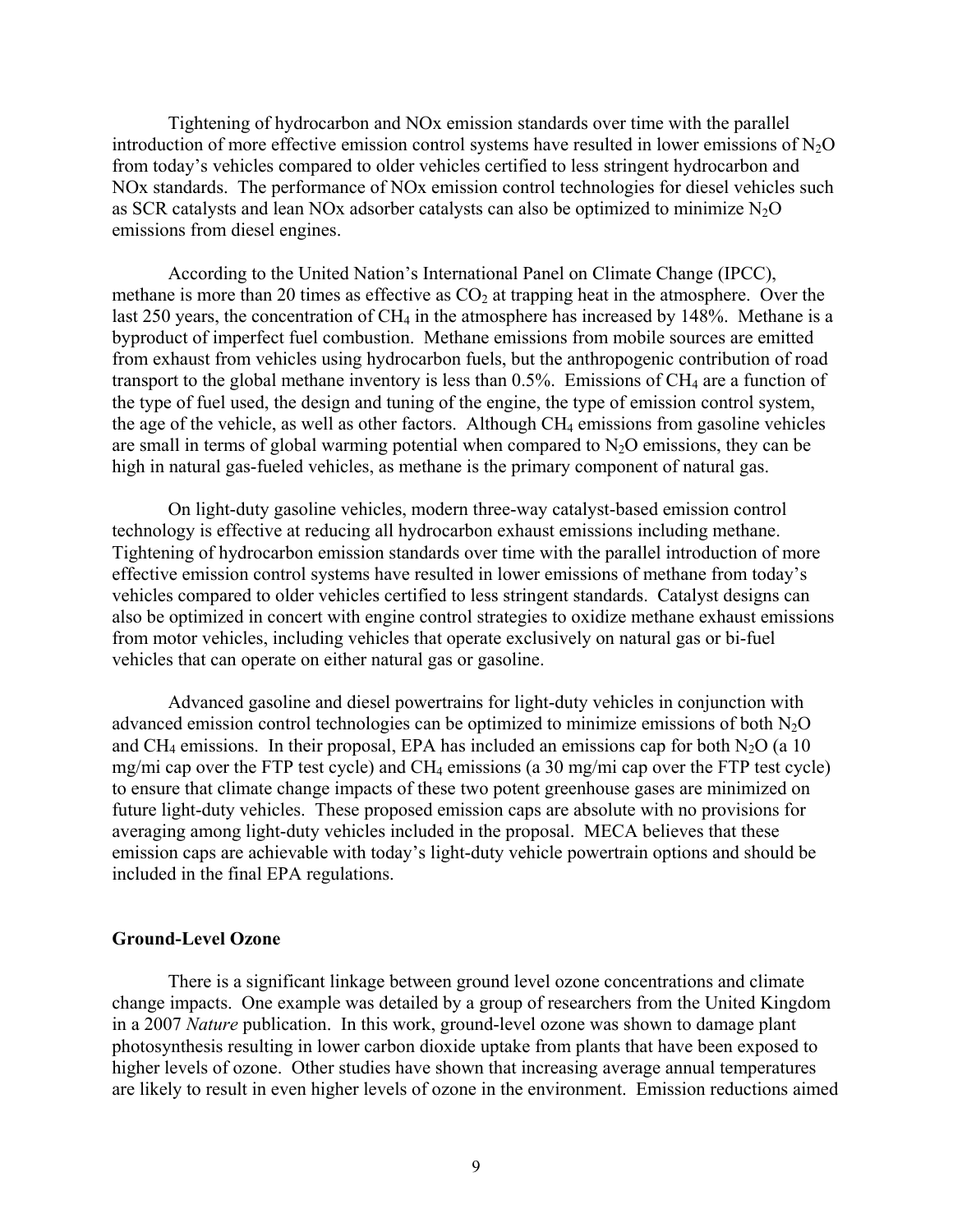Tightening of hydrocarbon and NOx emission standards over time with the parallel introduction of more effective emission control systems have resulted in lower emissions of $N_2O$ from today's vehicles compared to older vehicles certified to less stringent hydrocarbon and NOx standards. The performance of NOx emission control technologies for diesel vehicles such as SCR catalysts and lean NOx adsorber catalysts can also be optimized to minimize $N_2O$ emissions from diesel engines.

According to the United Nation's International Panel on Climate Change (IPCC), methane is more than 20 times as effective as $CO_2$ at trapping heat in the atmosphere. Over the last 250 years, the concentration of $CH_4$ in the atmosphere has increased by 148%. Methane is a byproduct of imperfect fuel combustion. Methane emissions from mobile sources are emitted from exhaust from vehicles using hydrocarbon fuels, but the anthropogenic contribution of road transport to the global methane inventory is less than 0.5%. Emissions of $CH_4$ are a function of the type of fuel used, the design and tuning of the engine, the type of emission control system, the age of the vehicle, as well as other factors. Although $CH_4$ emissions from gasoline vehicles are small in terms of global warming potential when compared to $N_2O$ emissions, they can be high in natural gas-fueled vehicles, as methane is the primary component of natural gas.

On light-duty gasoline vehicles, modern three-way catalyst-based emission control technology is effective at reducing all hydrocarbon exhaust emissions including methane. Tightening of hydrocarbon emission standards over time with the parallel introduction of more effective emission control systems have resulted in lower emissions of methane from today's vehicles compared to older vehicles certified to less stringent standards. Catalyst designs can also be optimized in concert with engine control strategies to oxidize methane exhaust emissions from motor vehicles, including vehicles that operate exclusively on natural gas or bi-fuel vehicles that can operate on either natural gas or gasoline.

Advanced gasoline and diesel powertrains for light-duty vehicles in conjunction with advanced emission control technologies can be optimized to minimize emissions of both $N_2O$ and $CH_4$ emissions. In their proposal, EPA has included an emissions cap for both $N_2O$ (a 10 mg/mi cap over the FTP test cycle) and $CH_4$ emissions (a 30 mg/mi cap over the FTP test cycle) to ensure that climate change impacts of these two potent greenhouse gases are minimized on future light-duty vehicles. These proposed emission caps are absolute with no provisions for averaging among light-duty vehicles included in the proposal. MECA believes that these emission caps are achievable with today's light-duty vehicle powertrain options and should be included in the final EPA regulations.

### Ground-Level Ozone

There is a significant linkage between ground level ozone concentrations and climate change impacts. One example was detailed by a group of researchers from the United Kingdom in a 2007 *Nature* publication. In this work, ground-level ozone was shown to damage plant photosynthesis resulting in lower carbon dioxide uptake from plants that have been exposed to higher levels of ozone. Other studies have shown that increasing average annual temperatures are likely to result in even higher levels of ozone in the environment. Emission reductions aimed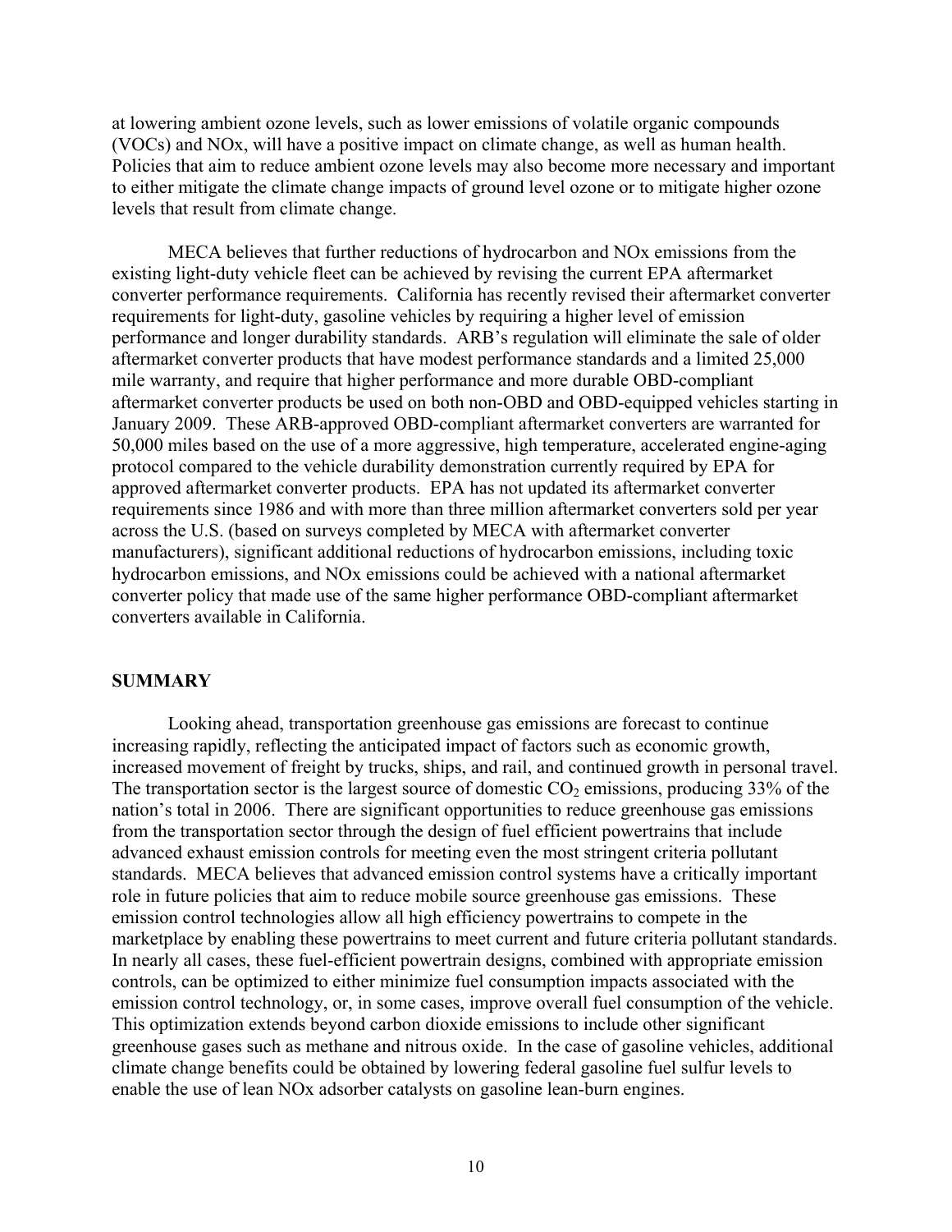at lowering ambient ozone levels, such as lower emissions of volatile organic compounds (VOCs) and NOx, will have a positive impact on climate change, as well as human health. Policies that aim to reduce ambient ozone levels may also become more necessary and important to either mitigate the climate change impacts of ground level ozone or to mitigate higher ozone levels that result from climate change.

MECA believes that further reductions of hydrocarbon and NOx emissions from the existing light-duty vehicle fleet can be achieved by revising the current EPA aftermarket converter performance requirements. California has recently revised their aftermarket converter requirements for light-duty, gasoline vehicles by requiring a higher level of emission performance and longer durability standards. ARB's regulation will eliminate the sale of older aftermarket converter products that have modest performance standards and a limited 25,000 mile warranty, and require that higher performance and more durable OBD-compliant aftermarket converter products be used on both non-OBD and OBD-equipped vehicles starting in January 2009. These ARB-approved OBD-compliant aftermarket converters are warranted for 50,000 miles based on the use of a more aggressive, high temperature, accelerated engine-aging protocol compared to the vehicle durability demonstration currently required by EPA for approved aftermarket converter products. EPA has not updated its aftermarket converter requirements since 1986 and with more than three million aftermarket converters sold per year across the U.S. (based on surveys completed by MECA with aftermarket converter manufacturers), significant additional reductions of hydrocarbon emissions, including toxic hydrocarbon emissions, and NOx emissions could be achieved with a national aftermarket converter policy that made use of the same higher performance OBD-compliant aftermarket converters available in California.

## SUMMARY

Looking ahead, transportation greenhouse gas emissions are forecast to continue increasing rapidly, reflecting the anticipated impact of factors such as economic growth, increased movement of freight by trucks, ships, and rail, and continued growth in personal travel. The transportation sector is the largest source of domestic $CO_2$ emissions, producing 33% of the nation's total in 2006. There are significant opportunities to reduce greenhouse gas emissions from the transportation sector through the design of fuel efficient powertrains that include advanced exhaust emission controls for meeting even the most stringent criteria pollutant standards. MECA believes that advanced emission control systems have a critically important role in future policies that aim to reduce mobile source greenhouse gas emissions. These emission control technologies allow all high efficiency powertrains to compete in the marketplace by enabling these powertrains to meet current and future criteria pollutant standards. In nearly all cases, these fuel-efficient powertrain designs, combined with appropriate emission controls, can be optimized to either minimize fuel consumption impacts associated with the emission control technology, or, in some cases, improve overall fuel consumption of the vehicle. This optimization extends beyond carbon dioxide emissions to include other significant greenhouse gases such as methane and nitrous oxide. In the case of gasoline vehicles, additional climate change benefits could be obtained by lowering federal gasoline fuel sulfur levels to enable the use of lean NOx adsorber catalysts on gasoline lean-burn engines.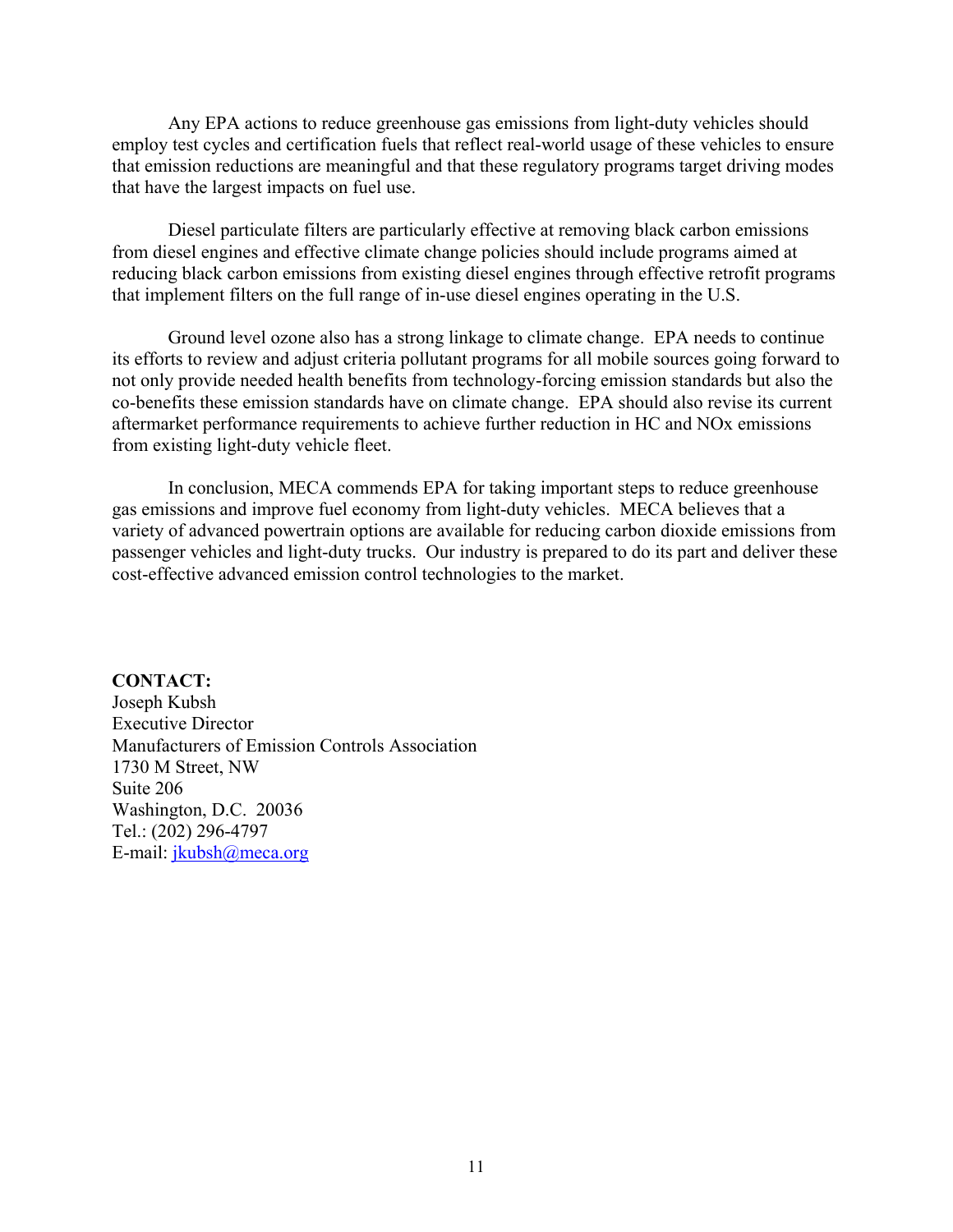Any EPA actions to reduce greenhouse gas emissions from light-duty vehicles should employ test cycles and certification fuels that reflect real-world usage of these vehicles to ensure that emission reductions are meaningful and that these regulatory programs target driving modes that have the largest impacts on fuel use.

Diesel particulate filters are particularly effective at removing black carbon emissions from diesel engines and effective climate change policies should include programs aimed at reducing black carbon emissions from existing diesel engines through effective retrofit programs that implement filters on the full range of in-use diesel engines operating in the U.S.

Ground level ozone also has a strong linkage to climate change. EPA needs to continue its efforts to review and adjust criteria pollutant programs for all mobile sources going forward to not only provide needed health benefits from technology-forcing emission standards but also the co-benefits these emission standards have on climate change. EPA should also revise its current aftermarket performance requirements to achieve further reduction in HC and NOx emissions from existing light-duty vehicle fleet.

In conclusion, MECA commends EPA for taking important steps to reduce greenhouse gas emissions and improve fuel economy from light-duty vehicles. MECA believes that a variety of advanced powertrain options are available for reducing carbon dioxide emissions from passenger vehicles and light-duty trucks. Our industry is prepared to do its part and deliver these cost-effective advanced emission control technologies to the market.

**CONTACT:**
Joseph Kubsh
Executive Director
Manufacturers of Emission Controls Association
1730 M Street, NW
Suite 206
Washington, D.C. 20036
Tel.: (202) 296-4797
E-mail: jkubsh@meca.org